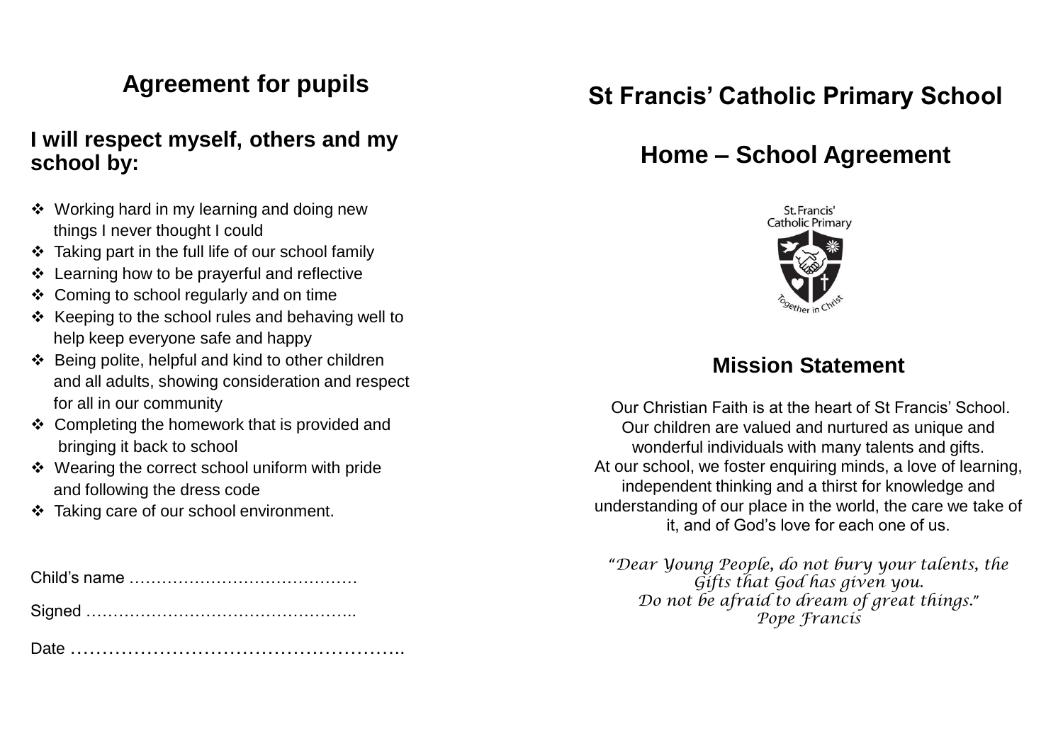## Agreement for pupils

### I will respect myself, others and my school by:

- Working hard in my learning and doing new things I never thought I could
- Taking part in the full life of our school family
- Learning how to be prayerful and reflective
- Coming to school regularly and on time
- Keeping to the school rules and behaving well to help keep everyone safe and happy
- Being polite, helpful and kind to other children and all adults, showing consideration and respect for all in our community
- Completing the homework that is provided and bringing it back to school
- Wearing the correct school uniform with pride and following the dress code
- Taking care of our school environment.

Child's name ……………………………………

Signed …………………………………………..

Date ……………………………………………….

# St Francis' Catholic Primary School

# Home – School Agreement

St. Francis' Catholic Primary

Together in Christ

## Mission Statement

Our Christian Faith is at the heart of St Francis' School. Our children are valued and nurtured as unique and wonderful individuals with many talents and gifts. At our school, we foster enquiring minds, a love of learning, independent thinking and a thirst for knowledge and understanding of our place in the world, the care we take of it, and of God's love for each one of us.

*"Dear Young People, do not bury your talents, the Gifts that God has given you.*
*Do not be afraid to dream of great things."*
*Pope Francis*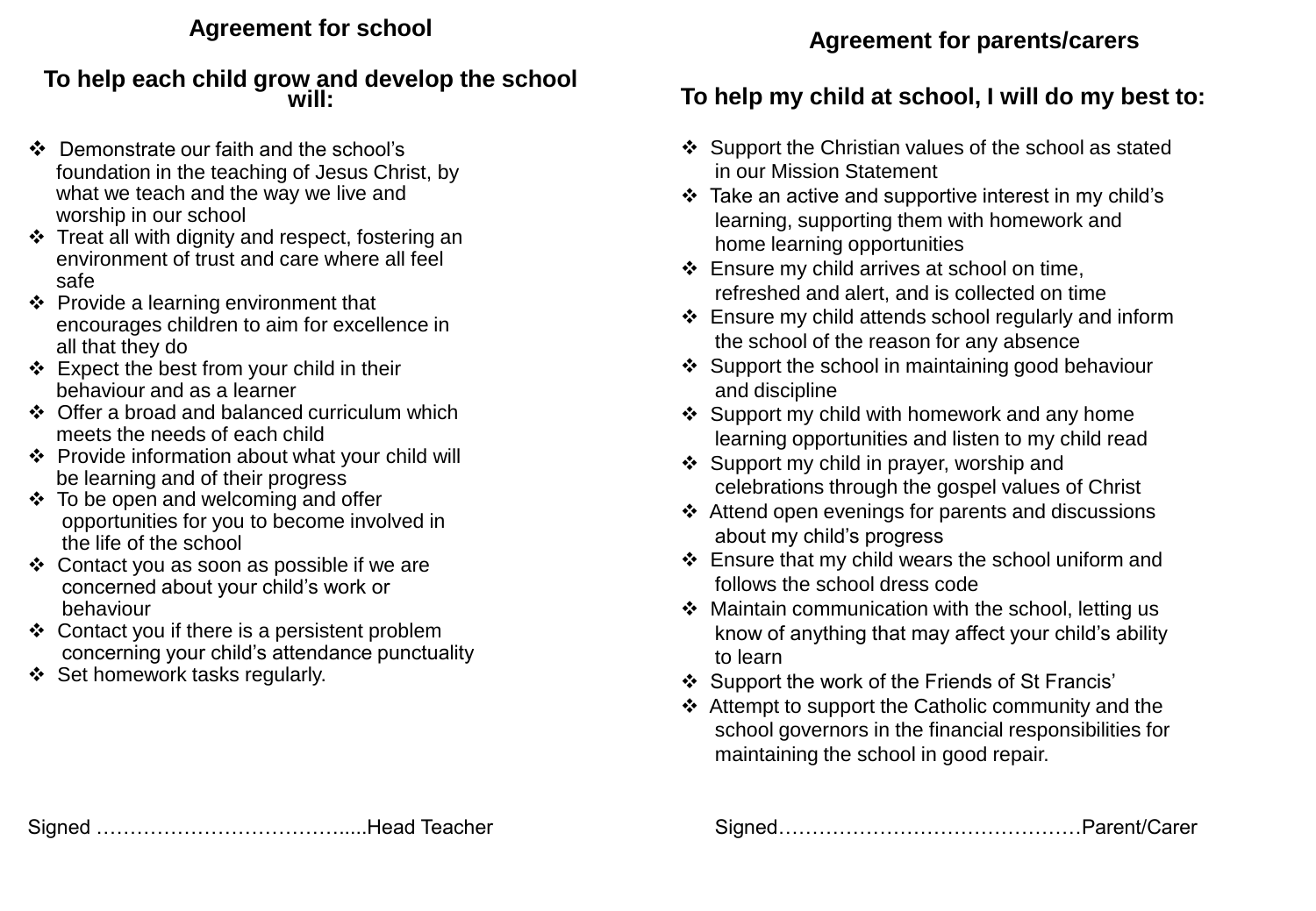## Agreement for school

### To help each child grow and develop the school will:

- Demonstrate our faith and the school's foundation in the teaching of Jesus Christ, by what we teach and the way we live and worship in our school
- Treat all with dignity and respect, fostering an environment of trust and care where all feel safe
- Provide a learning environment that encourages children to aim for excellence in all that they do
- Expect the best from your child in their behaviour and as a learner
- Offer a broad and balanced curriculum which meets the needs of each child
- Provide information about what your child will be learning and of their progress
- To be open and welcoming and offer opportunities for you to become involved in the life of the school
- Contact you as soon as possible if we are concerned about your child's work or behaviour
- Contact you if there is a persistent problem concerning your child's attendance punctuality
- Set homework tasks regularly.

Signed ………………………………….....Head Teacher

## Agreement for parents/carers

### To help my child at school, I will do my best to:

- Support the Christian values of the school as stated in our Mission Statement
- Take an active and supportive interest in my child's learning, supporting them with homework and home learning opportunities
- Ensure my child arrives at school on time, refreshed and alert, and is collected on time
- Ensure my child attends school regularly and inform the school of the reason for any absence
- Support the school in maintaining good behaviour and discipline
- Support my child with homework and any home learning opportunities and listen to my child read
- Support my child in prayer, worship and celebrations through the gospel values of Christ
- Attend open evenings for parents and discussions about my child's progress
- Ensure that my child wears the school uniform and follows the school dress code
- Maintain communication with the school, letting us know of anything that may affect your child's ability to learn
- Support the work of the Friends of St Francis'
- Attempt to support the Catholic community and the school governors in the financial responsibilities for maintaining the school in good repair.

Signed………………………………………Parent/Carer